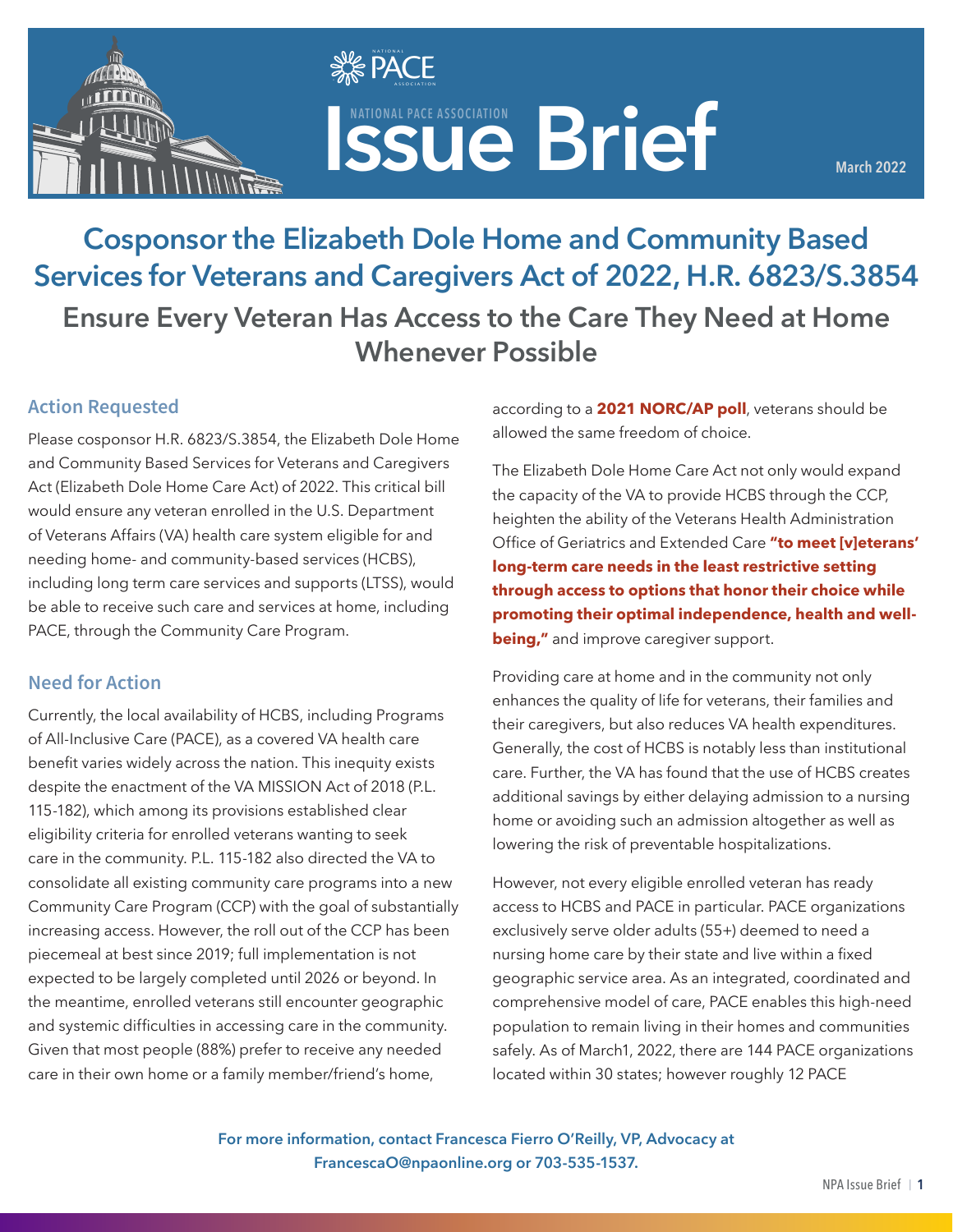NATIONAL PACE ASSOCIATION

# Issue Brief

March 2022

## Cosponsor the Elizabeth Dole Home and Community Based Services for Veterans and Caregivers Act of 2022, H.R. 6823/S.3854

### Ensure Every Veteran Has Access to the Care They Need at Home Whenever Possible

### Action Requested

Please cosponsor H.R. 6823/S.3854, the Elizabeth Dole Home and Community Based Services for Veterans and Caregivers Act (Elizabeth Dole Home Care Act) of 2022. This critical bill would ensure any veteran enrolled in the U.S. Department of Veterans Affairs (VA) health care system eligible for and needing home- and community-based services (HCBS), including long term care services and supports (LTSS), would be able to receive such care and services at home, including PACE, through the Community Care Program.

### Need for Action

Currently, the local availability of HCBS, including Programs of All-Inclusive Care (PACE), as a covered VA health care benefit varies widely across the nation. This inequity exists despite the enactment of the VA MISSION Act of 2018 (P.L. 115-182), which among its provisions established clear eligibility criteria for enrolled veterans wanting to seek care in the community. P.L. 115-182 also directed the VA to consolidate all existing community care programs into a new Community Care Program (CCP) with the goal of substantially increasing access. However, the roll out of the CCP has been piecemeal at best since 2019; full implementation is not expected to be largely completed until 2026 or beyond. In the meantime, enrolled veterans still encounter geographic and systemic difficulties in accessing care in the community. Given that most people (88%) prefer to receive any needed care in their own home or a family member/friend's home, according to a **2021 NORC/AP poll**, veterans should be allowed the same freedom of choice.

The Elizabeth Dole Home Care Act not only would expand the capacity of the VA to provide HCBS through the CCP, heighten the ability of the Veterans Health Administration Office of Geriatrics and Extended Care **"to meet [v]eterans' long-term care needs in the least restrictive setting through access to options that honor their choice while promoting their optimal independence, health and well-being,"** and improve caregiver support.

Providing care at home and in the community not only enhances the quality of life for veterans, their families and their caregivers, but also reduces VA health expenditures. Generally, the cost of HCBS is notably less than institutional care. Further, the VA has found that the use of HCBS creates additional savings by either delaying admission to a nursing home or avoiding such an admission altogether as well as lowering the risk of preventable hospitalizations.

However, not every eligible enrolled veteran has ready access to HCBS and PACE in particular. PACE organizations exclusively serve older adults (55+) deemed to need a nursing home care by their state and live within a fixed geographic service area. As an integrated, coordinated and comprehensive model of care, PACE enables this high-need population to remain living in their homes and communities safely. As of March1, 2022, there are 144 PACE organizations located within 30 states; however roughly 12 PACE

For more information, contact Francesca Fierro O'Reilly, VP, Advocacy at FrancescaO@npaonline.org or 703-535-1537.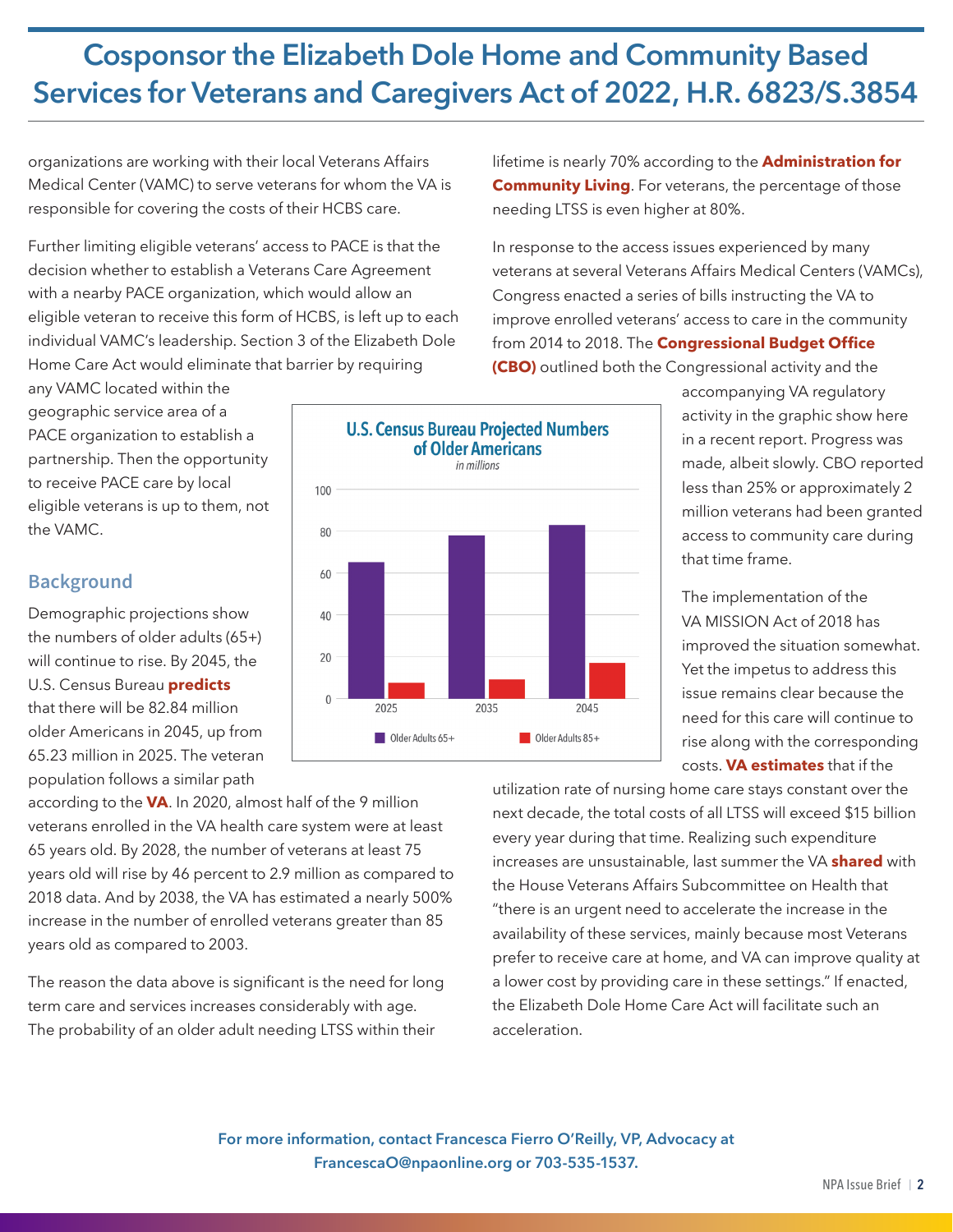# Cosponsor the Elizabeth Dole Home and Community Based Services for Veterans and Caregivers Act of 2022, H.R. 6823/S.3854

organizations are working with their local Veterans Affairs Medical Center (VAMC) to serve veterans for whom the VA is responsible for covering the costs of their HCBS care.

Further limiting eligible veterans' access to PACE is that the decision whether to establish a Veterans Care Agreement with a nearby PACE organization, which would allow an eligible veteran to receive this form of HCBS, is left up to each individual VAMC's leadership. Section 3 of the Elizabeth Dole Home Care Act would eliminate that barrier by requiring any VAMC located within the geographic service area of a PACE organization to establish a partnership. Then the opportunity to receive PACE care by local eligible veterans is up to them, not the VAMC.

## Background

Demographic projections show the numbers of older adults (65+) will continue to rise. By 2045, the U.S. Census Bureau **predicts** that there will be 82.84 million older Americans in 2045, up from 65.23 million in 2025. The veteran population follows a similar path according to the **VA**. In 2020, almost half of the 9 million veterans enrolled in the VA health care system were at least 65 years old. By 2028, the number of veterans at least 75 years old will rise by 46 percent to 2.9 million as compared to 2018 data. And by 2038, the VA has estimated a nearly 500% increase in the number of enrolled veterans greater than 85 years old as compared to 2003.

The reason the data above is significant is the need for long term care and services increases considerably with age. The probability of an older adult needing LTSS within their lifetime is nearly 70% according to the **Administration for Community Living**. For veterans, the percentage of those needing LTSS is even higher at 80%.

U.S. Census Bureau Projected Numbers of Older Americans
*in millions*

100
80
60
40
20
0
2025
2035
2045
Older Adults 65+
Older Adults 85+

In response to the access issues experienced by many veterans at several Veterans Affairs Medical Centers (VAMCs), Congress enacted a series of bills instructing the VA to improve enrolled veterans' access to care in the community from 2014 to 2018. The **Congressional Budget Office (CBO)** outlined both the Congressional activity and the accompanying VA regulatory activity in the graphic show here in a recent report. Progress was made, albeit slowly. CBO reported less than 25% or approximately 2 million veterans had been granted access to community care during that time frame.

The implementation of the VA MISSION Act of 2018 has improved the situation somewhat. Yet the impetus to address this issue remains clear because the need for this care will continue to rise along with the corresponding costs. **VA estimates** that if the utilization rate of nursing home care stays constant over the next decade, the total costs of all LTSS will exceed $15 billion every year during that time. Realizing such expenditure increases are unsustainable, last summer the VA **shared** with the House Veterans Affairs Subcommittee on Health that "there is an urgent need to accelerate the increase in the availability of these services, mainly because most Veterans prefer to receive care at home, and VA can improve quality at a lower cost by providing care in these settings." If enacted, the Elizabeth Dole Home Care Act will facilitate such an acceleration.

**For more information, contact Francesca Fierro O'Reilly, VP, Advocacy at FrancescaO@npaonline.org or 703-535-1537.**